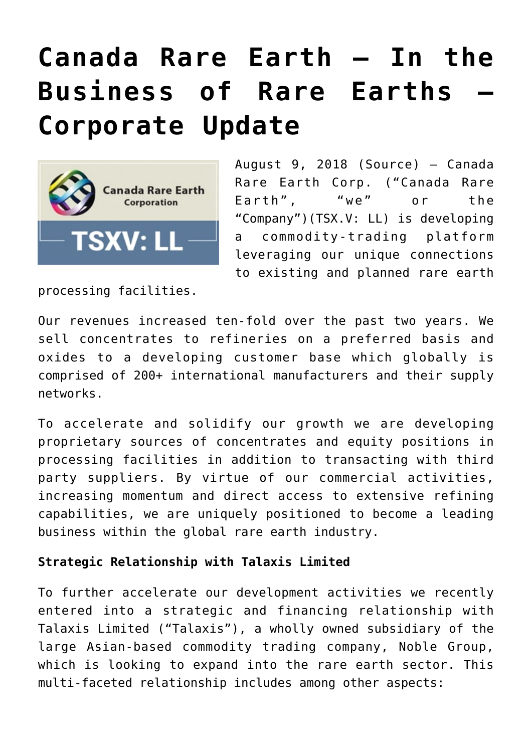# Canada Rare Earth – In the Business of Rare Earths – Corporate Update

August 9, 2018 (Source) — Canada Rare Earth Corp. ("Canada Rare Earth", "we" or the "Company")(TSX.V: LL) is developing a commodity-trading platform leveraging our unique connections to existing and planned rare earth processing facilities.

Our revenues increased ten-fold over the past two years. We sell concentrates to refineries on a preferred basis and oxides to a developing customer base which globally is comprised of 200+ international manufacturers and their supply networks.

To accelerate and solidify our growth we are developing proprietary sources of concentrates and equity positions in processing facilities in addition to transacting with third party suppliers. By virtue of our commercial activities, increasing momentum and direct access to extensive refining capabilities, we are uniquely positioned to become a leading business within the global rare earth industry.

**Strategic Relationship with Talaxis Limited**

To further accelerate our development activities we recently entered into a strategic and financing relationship with Talaxis Limited ("Talaxis"), a wholly owned subsidiary of the large Asian-based commodity trading company, Noble Group, which is looking to expand into the rare earth sector. This multi-faceted relationship includes among other aspects: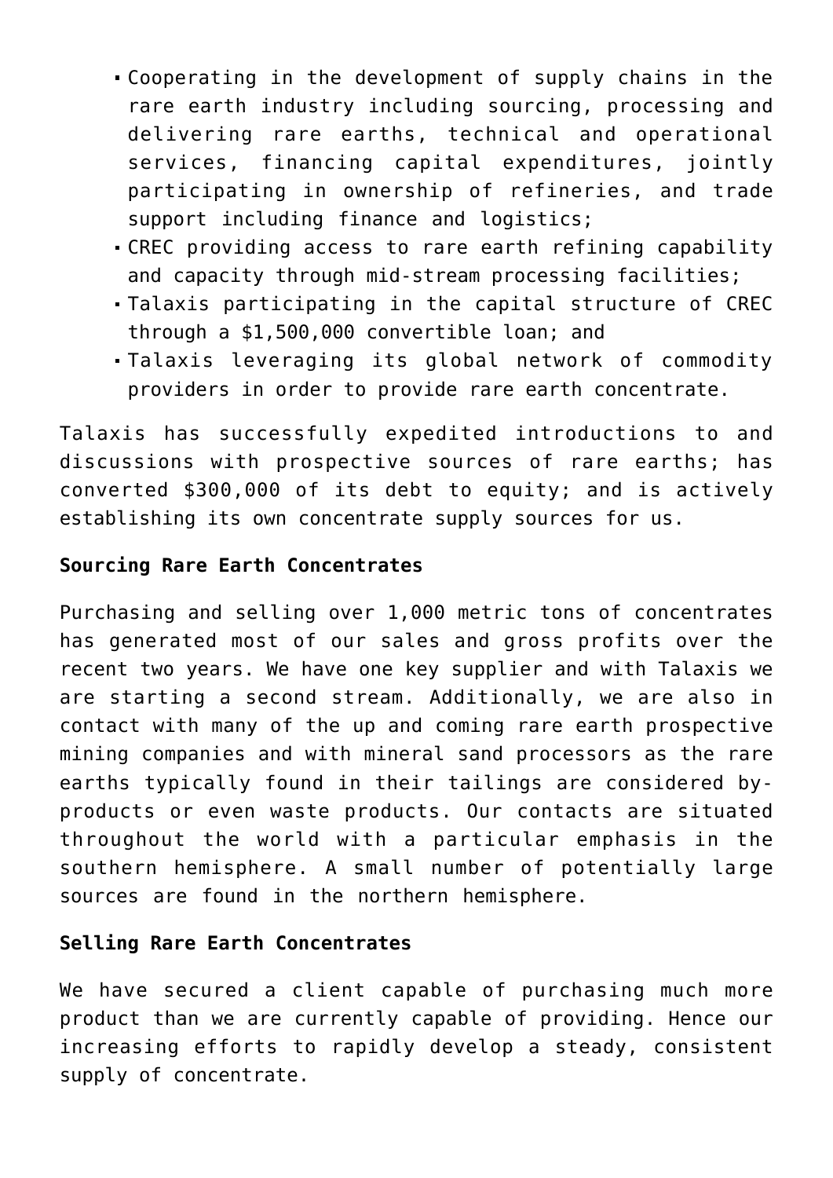- Cooperating in the development of supply chains in the rare earth industry including sourcing, processing and delivering rare earths, technical and operational services, financing capital expenditures, jointly participating in ownership of refineries, and trade support including finance and logistics;
- CREC providing access to rare earth refining capability and capacity through mid-stream processing facilities;
- Talaxis participating in the capital structure of CREC through a $1,500,000 convertible loan; and
- Talaxis leveraging its global network of commodity providers in order to provide rare earth concentrate.

Talaxis has successfully expedited introductions to and discussions with prospective sources of rare earths; has converted $300,000 of its debt to equity; and is actively establishing its own concentrate supply sources for us.

**Sourcing Rare Earth Concentrates**

Purchasing and selling over 1,000 metric tons of concentrates has generated most of our sales and gross profits over the recent two years. We have one key supplier and with Talaxis we are starting a second stream. Additionally, we are also in contact with many of the up and coming rare earth prospective mining companies and with mineral sand processors as the rare earths typically found in their tailings are considered by-products or even waste products. Our contacts are situated throughout the world with a particular emphasis in the southern hemisphere. A small number of potentially large sources are found in the northern hemisphere.

**Selling Rare Earth Concentrates**

We have secured a client capable of purchasing much more product than we are currently capable of providing. Hence our increasing efforts to rapidly develop a steady, consistent supply of concentrate.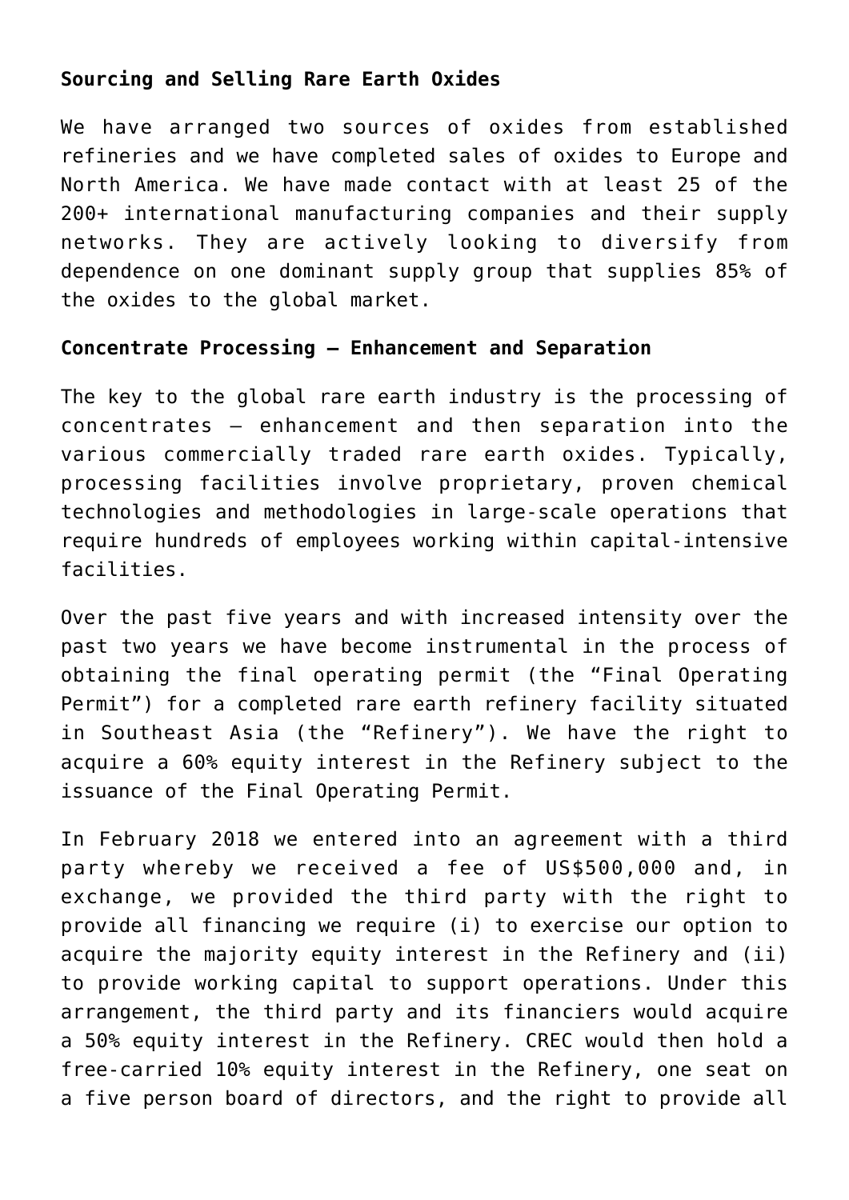**Sourcing and Selling Rare Earth Oxides**

We have arranged two sources of oxides from established refineries and we have completed sales of oxides to Europe and North America. We have made contact with at least 25 of the 200+ international manufacturing companies and their supply networks. They are actively looking to diversify from dependence on one dominant supply group that supplies 85% of the oxides to the global market.

**Concentrate Processing – Enhancement and Separation**

The key to the global rare earth industry is the processing of concentrates – enhancement and then separation into the various commercially traded rare earth oxides. Typically, processing facilities involve proprietary, proven chemical technologies and methodologies in large-scale operations that require hundreds of employees working within capital-intensive facilities.

Over the past five years and with increased intensity over the past two years we have become instrumental in the process of obtaining the final operating permit (the “Final Operating Permit”) for a completed rare earth refinery facility situated in Southeast Asia (the “Refinery”). We have the right to acquire a 60% equity interest in the Refinery subject to the issuance of the Final Operating Permit.

In February 2018 we entered into an agreement with a third party whereby we received a fee of US$500,000 and, in exchange, we provided the third party with the right to provide all financing we require (i) to exercise our option to acquire the majority equity interest in the Refinery and (ii) to provide working capital to support operations. Under this arrangement, the third party and its financiers would acquire a 50% equity interest in the Refinery. CREC would then hold a free-carried 10% equity interest in the Refinery, one seat on a five person board of directors, and the right to provide all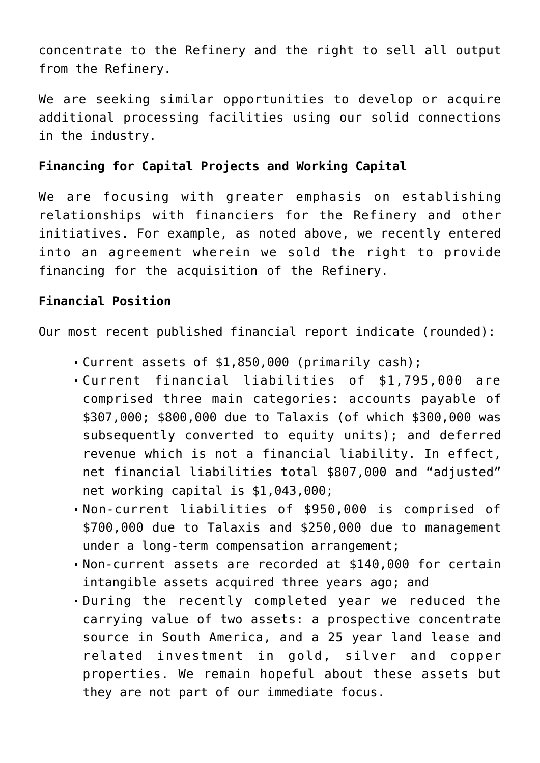concentrate to the Refinery and the right to sell all output from the Refinery.

We are seeking similar opportunities to develop or acquire additional processing facilities using our solid connections in the industry.

**Financing for Capital Projects and Working Capital**

We are focusing with greater emphasis on establishing relationships with financiers for the Refinery and other initiatives. For example, as noted above, we recently entered into an agreement wherein we sold the right to provide financing for the acquisition of the Refinery.

**Financial Position**

Our most recent published financial report indicate (rounded):

- Current assets of $1,850,000 (primarily cash);
- Current financial liabilities of $1,795,000 are comprised three main categories: accounts payable of $307,000; $800,000 due to Talaxis (of which $300,000 was subsequently converted to equity units); and deferred revenue which is not a financial liability. In effect, net financial liabilities total $807,000 and "adjusted" net working capital is $1,043,000;
- Non-current liabilities of $950,000 is comprised of $700,000 due to Talaxis and $250,000 due to management under a long-term compensation arrangement;
- Non-current assets are recorded at $140,000 for certain intangible assets acquired three years ago; and
- During the recently completed year we reduced the carrying value of two assets: a prospective concentrate source in South America, and a 25 year land lease and related investment in gold, silver and copper properties. We remain hopeful about these assets but they are not part of our immediate focus.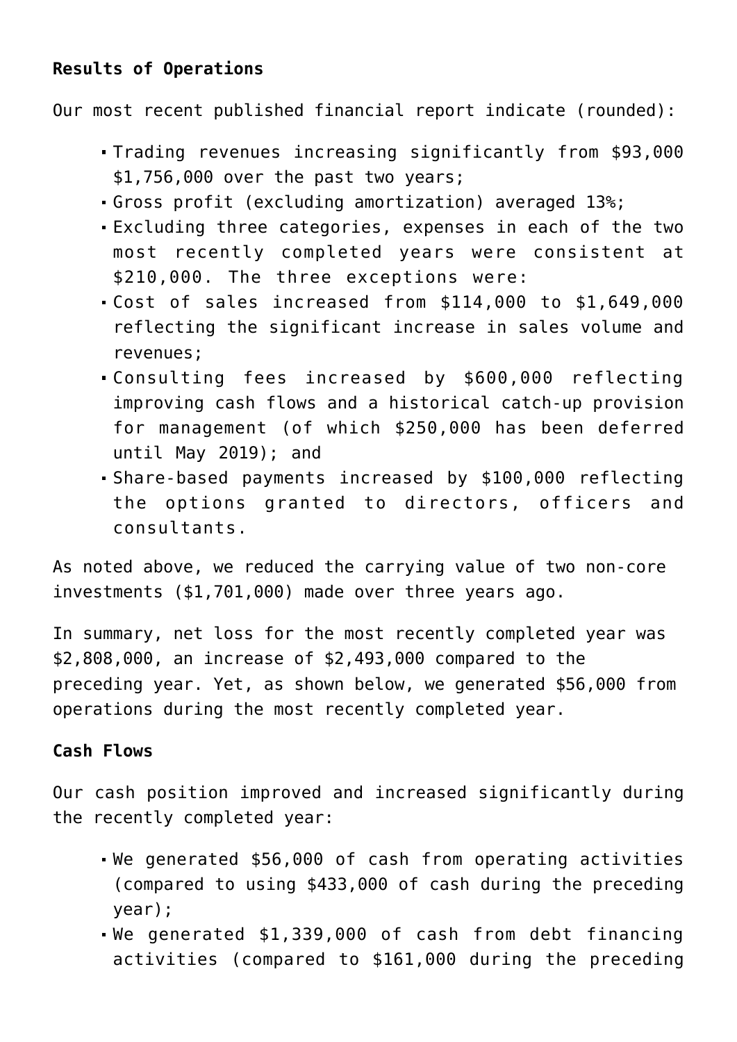**Results of Operations**

Our most recent published financial report indicate (rounded):

- Trading revenues increasing significantly from $93,000 $1,756,000 over the past two years;
- Gross profit (excluding amortization) averaged 13%;
- Excluding three categories, expenses in each of the two most recently completed years were consistent at $210,000. The three exceptions were:
- Cost of sales increased from $114,000 to $1,649,000 reflecting the significant increase in sales volume and revenues;
- Consulting fees increased by $600,000 reflecting improving cash flows and a historical catch-up provision for management (of which $250,000 has been deferred until May 2019); and
- Share-based payments increased by $100,000 reflecting the options granted to directors, officers and consultants.

As noted above, we reduced the carrying value of two non-core investments ($1,701,000) made over three years ago.

In summary, net loss for the most recently completed year was $2,808,000, an increase of $2,493,000 compared to the preceding year. Yet, as shown below, we generated $56,000 from operations during the most recently completed year.

**Cash Flows**

Our cash position improved and increased significantly during the recently completed year:

- We generated $56,000 of cash from operating activities (compared to using $433,000 of cash during the preceding year);
- We generated $1,339,000 of cash from debt financing activities (compared to $161,000 during the preceding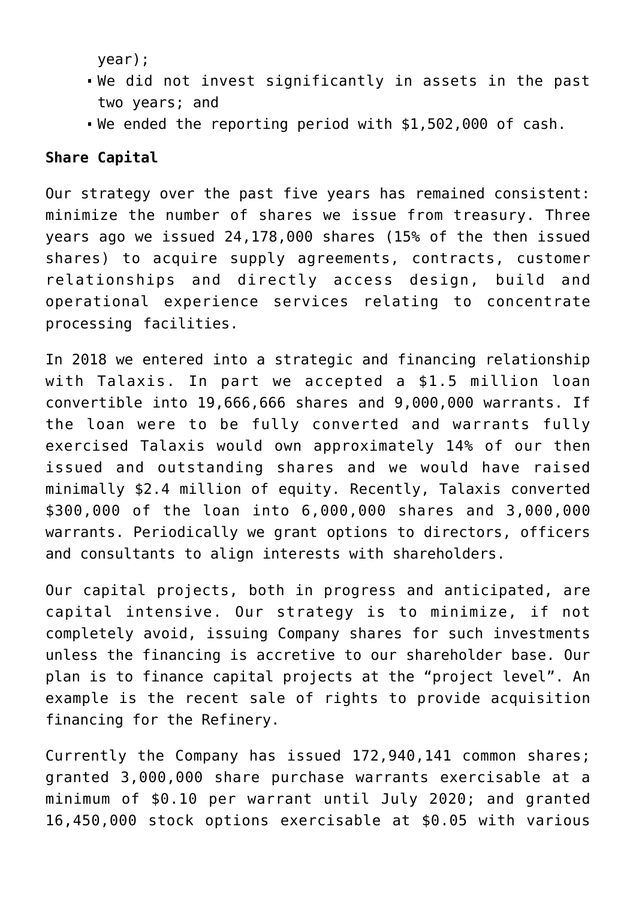year);

- We did not invest significantly in assets in the past two years; and
- We ended the reporting period with $1,502,000 of cash.

**Share Capital**

Our strategy over the past five years has remained consistent: minimize the number of shares we issue from treasury. Three years ago we issued 24,178,000 shares (15% of the then issued shares) to acquire supply agreements, contracts, customer relationships and directly access design, build and operational experience services relating to concentrate processing facilities.

In 2018 we entered into a strategic and financing relationship with Talaxis. In part we accepted a $1.5 million loan convertible into 19,666,666 shares and 9,000,000 warrants. If the loan were to be fully converted and warrants fully exercised Talaxis would own approximately 14% of our then issued and outstanding shares and we would have raised minimally $2.4 million of equity. Recently, Talaxis converted $300,000 of the loan into 6,000,000 shares and 3,000,000 warrants. Periodically we grant options to directors, officers and consultants to align interests with shareholders.

Our capital projects, both in progress and anticipated, are capital intensive. Our strategy is to minimize, if not completely avoid, issuing Company shares for such investments unless the financing is accretive to our shareholder base. Our plan is to finance capital projects at the "project level". An example is the recent sale of rights to provide acquisition financing for the Refinery.

Currently the Company has issued 172,940,141 common shares; granted 3,000,000 share purchase warrants exercisable at a minimum of $0.10 per warrant until July 2020; and granted 16,450,000 stock options exercisable at $0.05 with various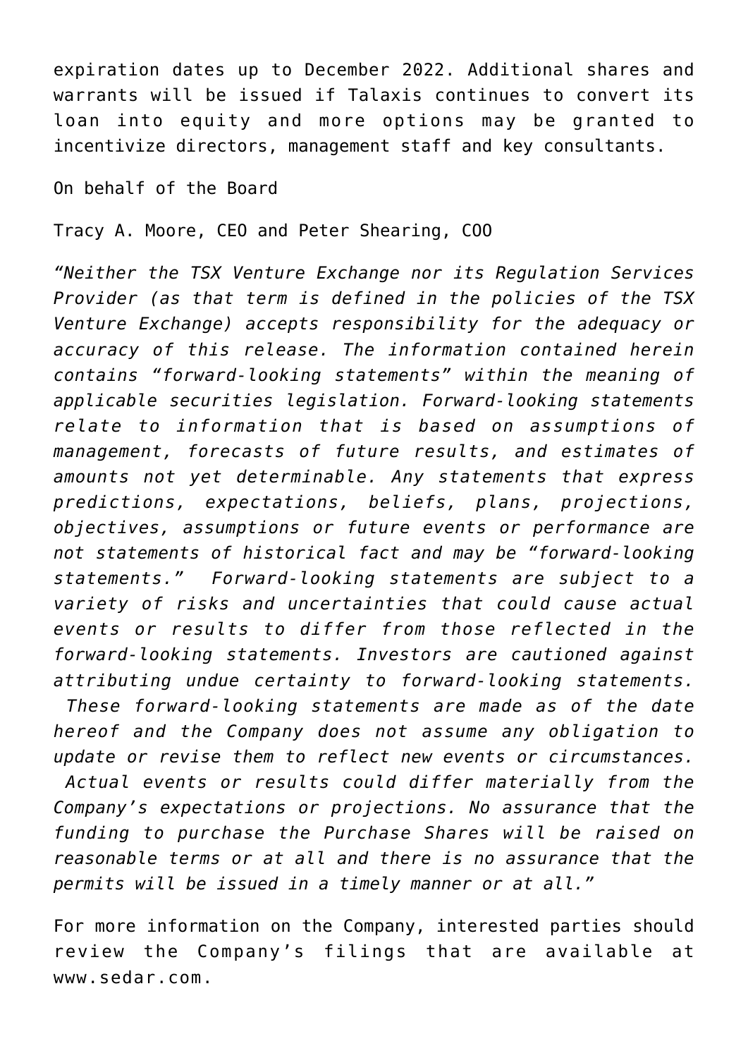expiration dates up to December 2022. Additional shares and warrants will be issued if Talaxis continues to convert its loan into equity and more options may be granted to incentivize directors, management staff and key consultants.

On behalf of the Board

Tracy A. Moore, CEO and Peter Shearing, COO

*"Neither the TSX Venture Exchange nor its Regulation Services Provider (as that term is defined in the policies of the TSX Venture Exchange) accepts responsibility for the adequacy or accuracy of this release. The information contained herein contains "forward-looking statements" within the meaning of applicable securities legislation. Forward-looking statements relate to information that is based on assumptions of management, forecasts of future results, and estimates of amounts not yet determinable. Any statements that express predictions, expectations, beliefs, plans, projections, objectives, assumptions or future events or performance are not statements of historical fact and may be "forward-looking statements." Forward-looking statements are subject to a variety of risks and uncertainties that could cause actual events or results to differ from those reflected in the forward-looking statements. Investors are cautioned against attributing undue certainty to forward-looking statements. These forward-looking statements are made as of the date hereof and the Company does not assume any obligation to update or revise them to reflect new events or circumstances. Actual events or results could differ materially from the Company's expectations or projections. No assurance that the funding to purchase the Purchase Shares will be raised on reasonable terms or at all and there is no assurance that the permits will be issued in a timely manner or at all."*

For more information on the Company, interested parties should review the Company's filings that are available at www.sedar.com.